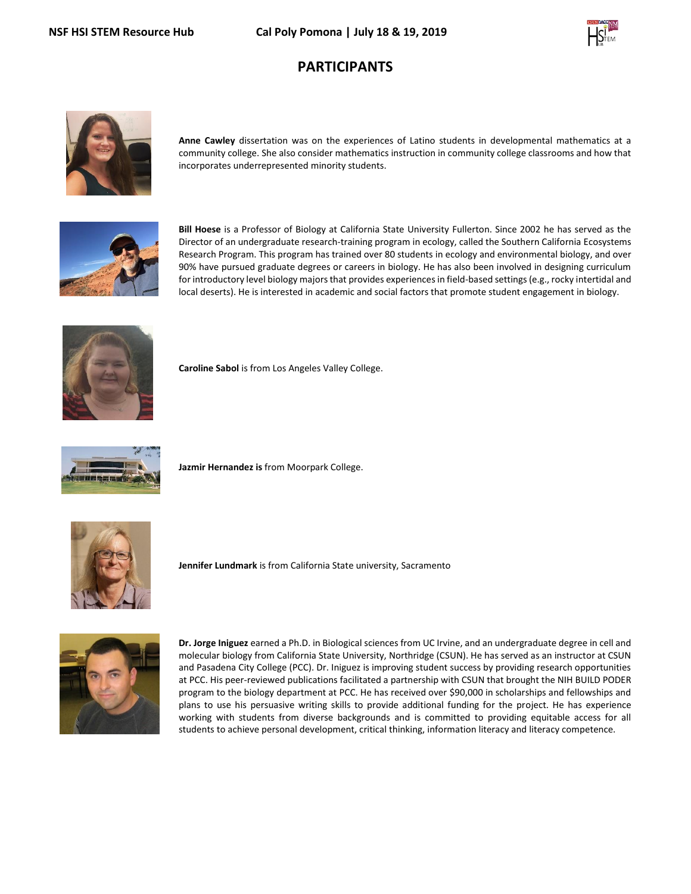## PARTICIPANTS

**Anne Cawley** dissertation was on the experiences of Latino students in developmental mathematics at a community college. She also consider mathematics instruction in community college classrooms and how that incorporates underrepresented minority students.

**Bill Hoese** is a Professor of Biology at California State University Fullerton. Since 2002 he has served as the Director of an undergraduate research-training program in ecology, called the Southern California Ecosystems Research Program. This program has trained over 80 students in ecology and environmental biology, and over 90% have pursued graduate degrees or careers in biology. He has also been involved in designing curriculum for introductory level biology majors that provides experiences in field-based settings (e.g., rocky intertidal and local deserts). He is interested in academic and social factors that promote student engagement in biology.

**Caroline Sabol** is from Los Angeles Valley College.

**Jazmir Hernandez is** from Moorpark College.

**Jennifer Lundmark** is from California State university, Sacramento

**Dr. Jorge Iniguez** earned a Ph.D. in Biological sciences from UC Irvine, and an undergraduate degree in cell and molecular biology from California State University, Northridge (CSUN). He has served as an instructor at CSUN and Pasadena City College (PCC). Dr. Iniguez is improving student success by providing research opportunities at PCC. His peer-reviewed publications facilitated a partnership with CSUN that brought the NIH BUILD PODER program to the biology department at PCC. He has received over $90,000 in scholarships and fellowships and plans to use his persuasive writing skills to provide additional funding for the project. He has experience working with students from diverse backgrounds and is committed to providing equitable access for all students to achieve personal development, critical thinking, information literacy and literacy competence.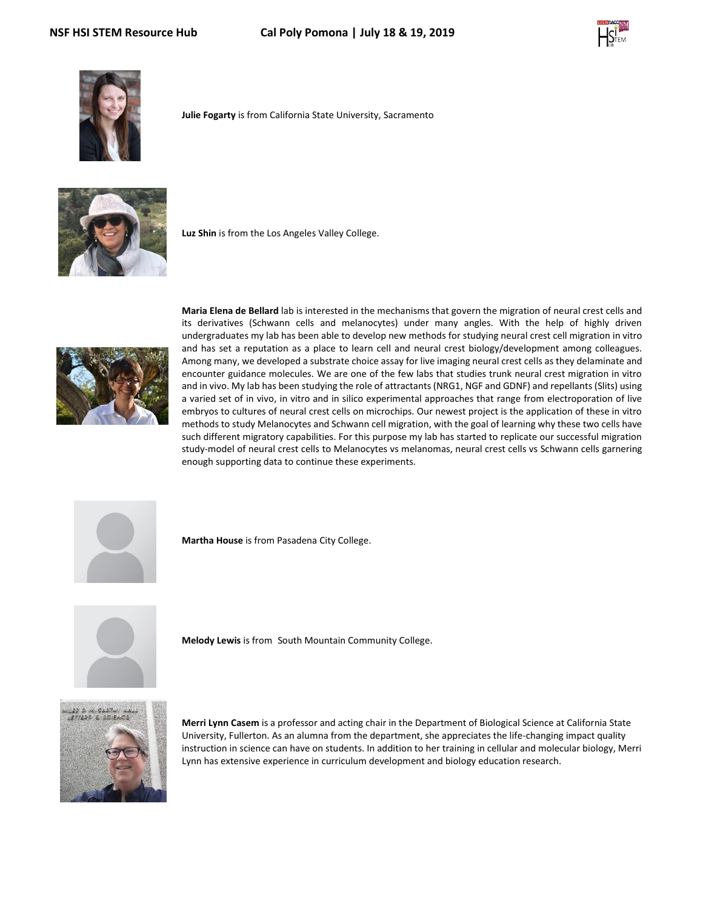**Julie Fogarty** is from California State University, Sacramento

**Luz Shin** is from the Los Angeles Valley College.

**Maria Elena de Bellard** lab is interested in the mechanisms that govern the migration of neural crest cells and its derivatives (Schwann cells and melanocytes) under many angles. With the help of highly driven undergraduates my lab has been able to develop new methods for studying neural crest cell migration in vitro and has set a reputation as a place to learn cell and neural crest biology/development among colleagues. Among many, we developed a substrate choice assay for live imaging neural crest cells as they delaminate and encounter guidance molecules. We are one of the few labs that studies trunk neural crest migration in vitro and in vivo. My lab has been studying the role of attractants (NRG1, NGF and GDNF) and repellants (Slits) using a varied set of in vivo, in vitro and in silico experimental approaches that range from electroporation of live embryos to cultures of neural crest cells on microchips. Our newest project is the application of these in vitro methods to study Melanocytes and Schwann cell migration, with the goal of learning why these two cells have such different migratory capabilities. For this purpose my lab has started to replicate our successful migration study-model of neural crest cells to Melanocytes vs melanomas, neural crest cells vs Schwann cells garnering enough supporting data to continue these experiments.

**Martha House** is from Pasadena City College.

**Melody Lewis** is from South Mountain Community College.

**Merri Lynn Casem** is a professor and acting chair in the Department of Biological Science at California State University, Fullerton. As an alumna from the department, she appreciates the life-changing impact quality instruction in science can have on students. In addition to her training in cellular and molecular biology, Merri Lynn has extensive experience in curriculum development and biology education research.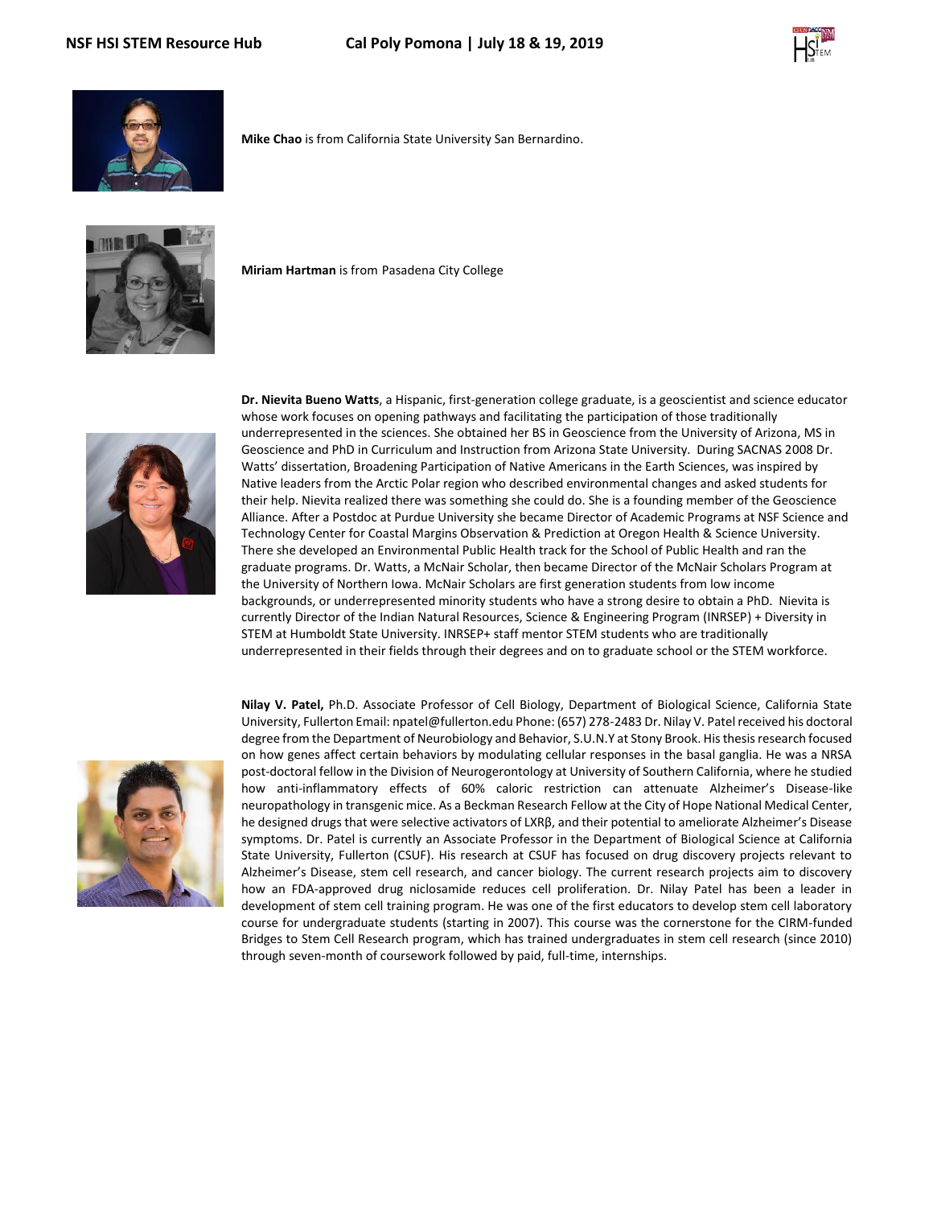**Mike Chao** is from California State University San Bernardino.

**Miriam Hartman** is from Pasadena City College

**Dr. Nievita Bueno Watts**, a Hispanic, first-generation college graduate, is a geoscientist and science educator whose work focuses on opening pathways and facilitating the participation of those traditionally underrepresented in the sciences. She obtained her BS in Geoscience from the University of Arizona, MS in Geoscience and PhD in Curriculum and Instruction from Arizona State University. During SACNAS 2008 Dr. Watts' dissertation, Broadening Participation of Native Americans in the Earth Sciences, was inspired by Native leaders from the Arctic Polar region who described environmental changes and asked students for their help. Nievita realized there was something she could do. She is a founding member of the Geoscience Alliance. After a Postdoc at Purdue University she became Director of Academic Programs at NSF Science and Technology Center for Coastal Margins Observation & Prediction at Oregon Health & Science University. There she developed an Environmental Public Health track for the School of Public Health and ran the graduate programs. Dr. Watts, a McNair Scholar, then became Director of the McNair Scholars Program at the University of Northern Iowa. McNair Scholars are first generation students from low income backgrounds, or underrepresented minority students who have a strong desire to obtain a PhD. Nievita is currently Director of the Indian Natural Resources, Science & Engineering Program (INRSEP) + Diversity in STEM at Humboldt State University. INRSEP+ staff mentor STEM students who are traditionally underrepresented in their fields through their degrees and on to graduate school or the STEM workforce.

**Nilay V. Patel,** Ph.D. Associate Professor of Cell Biology, Department of Biological Science, California State University, Fullerton Email: npatel@fullerton.edu Phone: (657) 278-2483 Dr. Nilay V. Patel received his doctoral degree from the Department of Neurobiology and Behavior, S.U.N.Y at Stony Brook. His thesis research focused on how genes affect certain behaviors by modulating cellular responses in the basal ganglia. He was a NRSA post-doctoral fellow in the Division of Neurogerontology at University of Southern California, where he studied how anti-inflammatory effects of 60% caloric restriction can attenuate Alzheimer's Disease-like neuropathology in transgenic mice. As a Beckman Research Fellow at the City of Hope National Medical Center, he designed drugs that were selective activators of LXRβ, and their potential to ameliorate Alzheimer's Disease symptoms. Dr. Patel is currently an Associate Professor in the Department of Biological Science at California State University, Fullerton (CSUF). His research at CSUF has focused on drug discovery projects relevant to Alzheimer's Disease, stem cell research, and cancer biology. The current research projects aim to discovery how an FDA-approved drug niclosamide reduces cell proliferation. Dr. Nilay Patel has been a leader in development of stem cell training program. He was one of the first educators to develop stem cell laboratory course for undergraduate students (starting in 2007). This course was the cornerstone for the CIRM-funded Bridges to Stem Cell Research program, which has trained undergraduates in stem cell research (since 2010) through seven-month of coursework followed by paid, full-time, internships.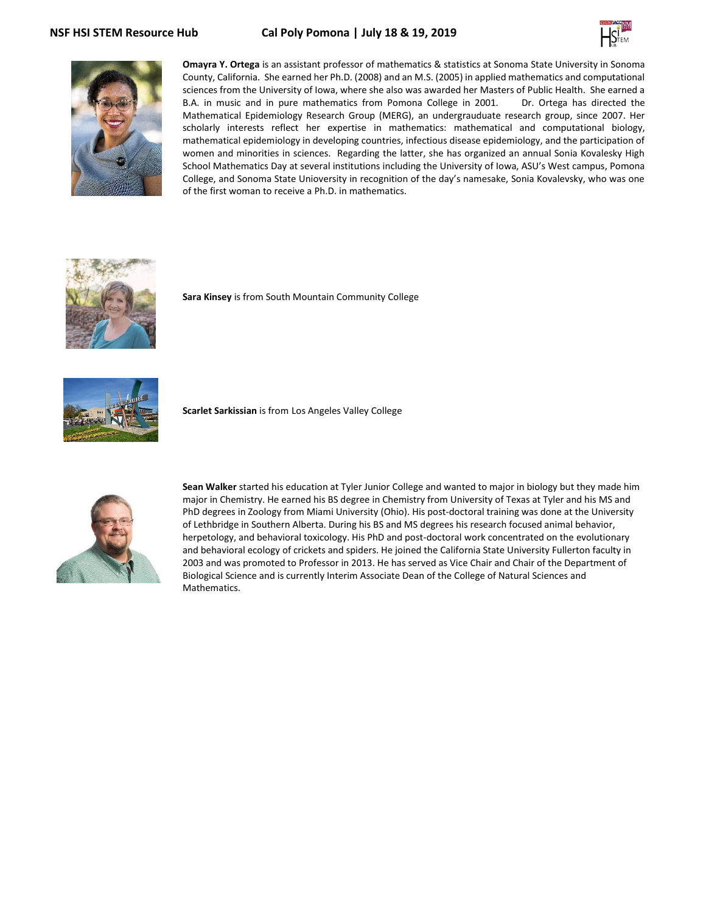**Omayra Y. Ortega** is an assistant professor of mathematics & statistics at Sonoma State University in Sonoma County, California. She earned her Ph.D. (2008) and an M.S. (2005) in applied mathematics and computational sciences from the University of Iowa, where she also was awarded her Masters of Public Health. She earned a B.A. in music and in pure mathematics from Pomona College in 2001. Dr. Ortega has directed the Mathematical Epidemiology Research Group (MERG), an undergrauduate research group, since 2007. Her scholarly interests reflect her expertise in mathematics: mathematical and computational biology, mathematical epidemiology in developing countries, infectious disease epidemiology, and the participation of women and minorities in sciences. Regarding the latter, she has organized an annual Sonia Kovalesky High School Mathematics Day at several institutions including the University of Iowa, ASU's West campus, Pomona College, and Sonoma State Unioversity in recognition of the day's namesake, Sonia Kovalevsky, who was one of the first woman to receive a Ph.D. in mathematics.

**Sara Kinsey** is from South Mountain Community College

**Scarlet Sarkissian** is from Los Angeles Valley College

**Sean Walker** started his education at Tyler Junior College and wanted to major in biology but they made him major in Chemistry. He earned his BS degree in Chemistry from University of Texas at Tyler and his MS and PhD degrees in Zoology from Miami University (Ohio). His post-doctoral training was done at the University of Lethbridge in Southern Alberta. During his BS and MS degrees his research focused animal behavior, herpetology, and behavioral toxicology. His PhD and post-doctoral work concentrated on the evolutionary and behavioral ecology of crickets and spiders. He joined the California State University Fullerton faculty in 2003 and was promoted to Professor in 2013. He has served as Vice Chair and Chair of the Department of Biological Science and is currently Interim Associate Dean of the College of Natural Sciences and Mathematics.